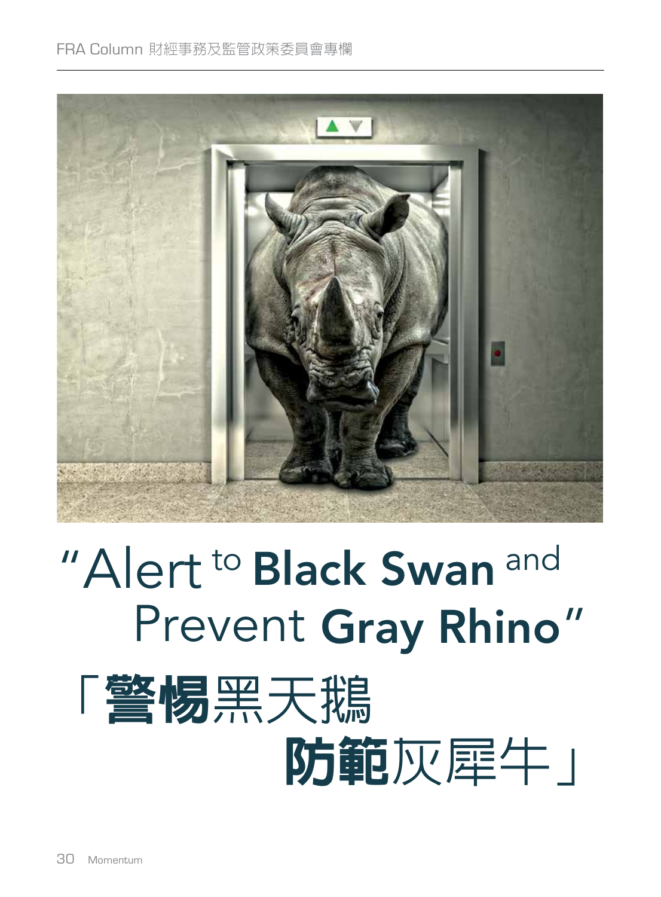# "Alert to **Black Swan** and Prevent **Gray Rhino**"

# 「**警惕**黑天鵝 **防範**灰犀牛」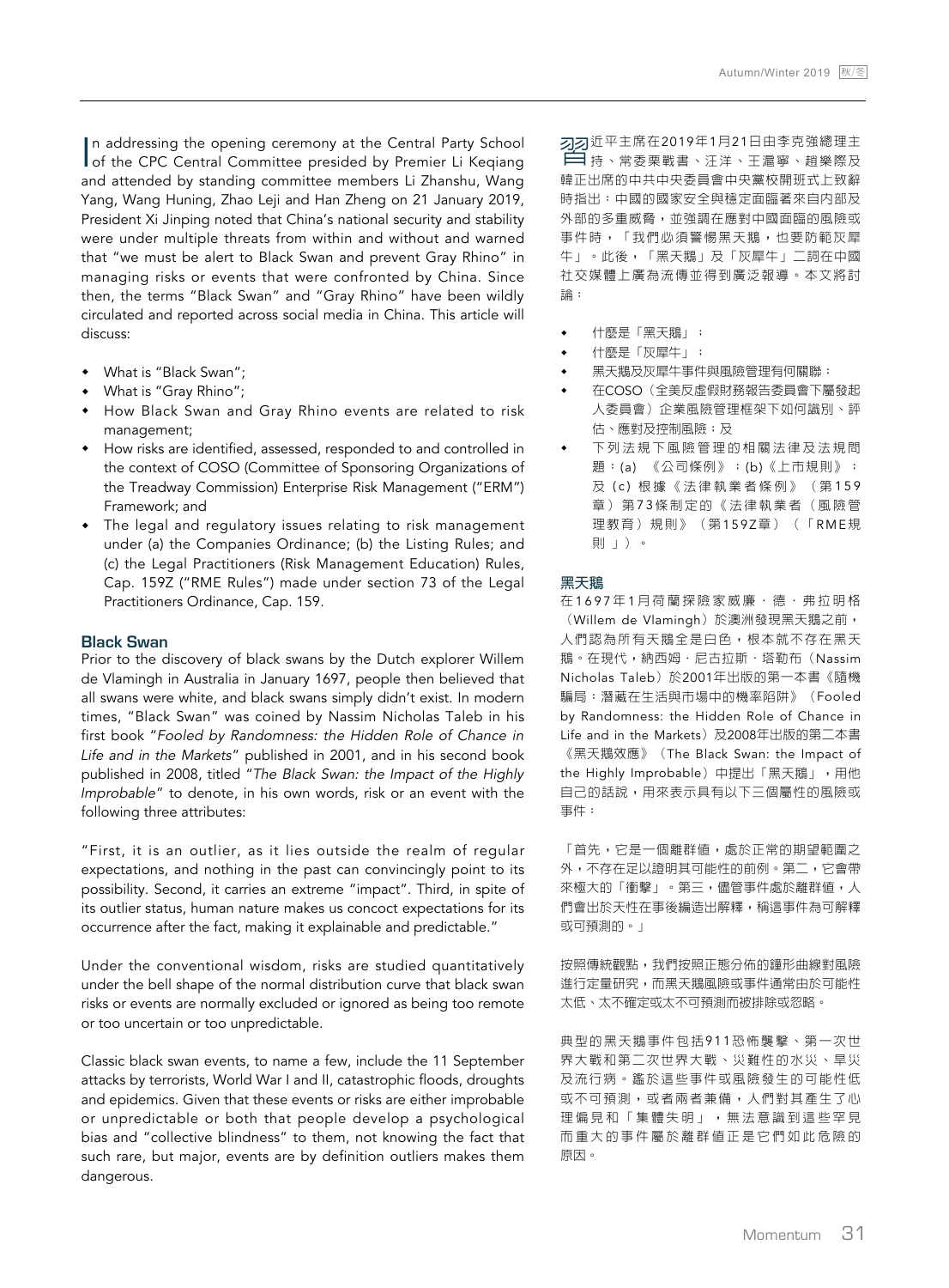In addressing the opening ceremony at the Central Party School of the CPC Central Committee presided by Premier Li Keqiang and attended by standing committee members Li Zhanshu, Wang Yang, Wang Huning, Zhao Leji and Han Zheng on 21 January 2019, President Xi Jinping noted that China's national security and stability were under multiple threats from within and without and warned that "we must be alert to Black Swan and prevent Gray Rhino" in managing risks or events that were confronted by China. Since then, the terms "Black Swan" and "Gray Rhino" have been wildly circulated and reported across social media in China. This article will discuss:

- What is "Black Swan";
- What is "Gray Rhino";
- How Black Swan and Gray Rhino events are related to risk management;
- How risks are identified, assessed, responded to and controlled in the context of COSO (Committee of Sponsoring Organizations of the Treadway Commission) Enterprise Risk Management ("ERM") Framework; and
- The legal and regulatory issues relating to risk management under (a) the Companies Ordinance; (b) the Listing Rules; and (c) the Legal Practitioners (Risk Management Education) Rules, Cap. 159Z ("RME Rules") made under section 73 of the Legal Practitioners Ordinance, Cap. 159.

## Black Swan

Prior to the discovery of black swans by the Dutch explorer Willem de Vlamingh in Australia in January 1697, people then believed that all swans were white, and black swans simply didn't exist. In modern times, "Black Swan" was coined by Nassim Nicholas Taleb in his first book "*Fooled by Randomness: the Hidden Role of Chance in Life and in the Markets*" published in 2001, and in his second book published in 2008, titled "*The Black Swan: the Impact of the Highly Improbable*" to denote, in his own words, risk or an event with the following three attributes:

"First, it is an outlier, as it lies outside the realm of regular expectations, and nothing in the past can convincingly point to its possibility. Second, it carries an extreme "impact". Third, in spite of its outlier status, human nature makes us concoct expectations for its occurrence after the fact, making it explainable and predictable."

Under the conventional wisdom, risks are studied quantitatively under the bell shape of the normal distribution curve that black swan risks or events are normally excluded or ignored as being too remote or too uncertain or too unpredictable.

Classic black swan events, to name a few, include the 11 September attacks by terrorists, World War I and II, catastrophic floods, droughts and epidemics. Given that these events or risks are either improbable or unpredictable or both that people develop a psychological bias and "collective blindness" to them, not knowing the fact that such rare, but major, events are by definition outliers makes them dangerous.

習近平主席在2019年1月21日由李克強總理主持、常委栗戰書、汪洋、王滬寧、趙樂際及韓正出席的中共中央委員會中央黨校開班式上致辭時指出：中國的國家安全與穩定面臨著來自內部及外部的多重威脅，並強調在應對中國面臨的風險或事件時，「我們必須警惕黑天鵝，也要防範灰犀牛」。此後，「黑天鵝」及「灰犀牛」二詞在中國社交媒體上廣為流傳並得到廣泛報導。本文將討論：

- 什麼是「黑天鵝」；
- 什麼是「灰犀牛」；
- 黑天鵝及灰犀牛事件與風險管理有何關聯；
- 在COSO（全美反虛假財務報告委員會下屬發起人委員會）企業風險管理框架下如何識別、評估、應對及控制風險；及
- 下列法規下風險管理的相關法律及法規問題：(a) 《公司條例》；(b)《上市規則》；及 (c) 根據《法律執業者條例》（第159章）第73條制定的《法律執業者（風險管理教育）規則》（第159Z章）（「RME規則」）。

## 黑天鵝

在1697年1月荷蘭探險家威廉・德・弗拉明格（Willem de Vlamingh）於澳洲發現黑天鵝之前，人們認為所有天鵝全是白色，根本就不存在黑天鵝。在現代，納西姆・尼古拉斯・塔勒布（Nassim Nicholas Taleb）於2001年出版的第一本書《隨機騙局：潛藏在生活與市場中的機率陷阱》（Fooled by Randomness: the Hidden Role of Chance in Life and in the Markets）及2008年出版的第二本書《黑天鵝效應》（The Black Swan: the Impact of the Highly Improbable）中提出「黑天鵝」，用他自己的話說，用來表示具有以下三個屬性的風險或事件：

「首先，它是一個離群值，處於正常的期望範圍之外，不存在足以證明其可能性的前例。第二，它會帶來極大的「衝擊」。第三，儘管事件處於離群值，人們會出於天性在事後編造出解釋，稱這事件為可解釋或可預測的。」

按照傳統觀點，我們按照正態分佈的鐘形曲線對風險進行定量研究，而黑天鵝風險或事件通常由於可能性太低、太不確定或太不可預測而被排除或忽略。

典型的黑天鵝事件包括911恐怖襲擊、第一次世界大戰和第二次世界大戰、災難性的水災、旱災及流行病。鑑於這些事件或風險發生的可能性低或不可預測，或者兩者兼備，人們對其產生了心理偏見和「集體失明」，無法意識到這些罕見而重大的事件屬於離群值正是它們如此危險的原因。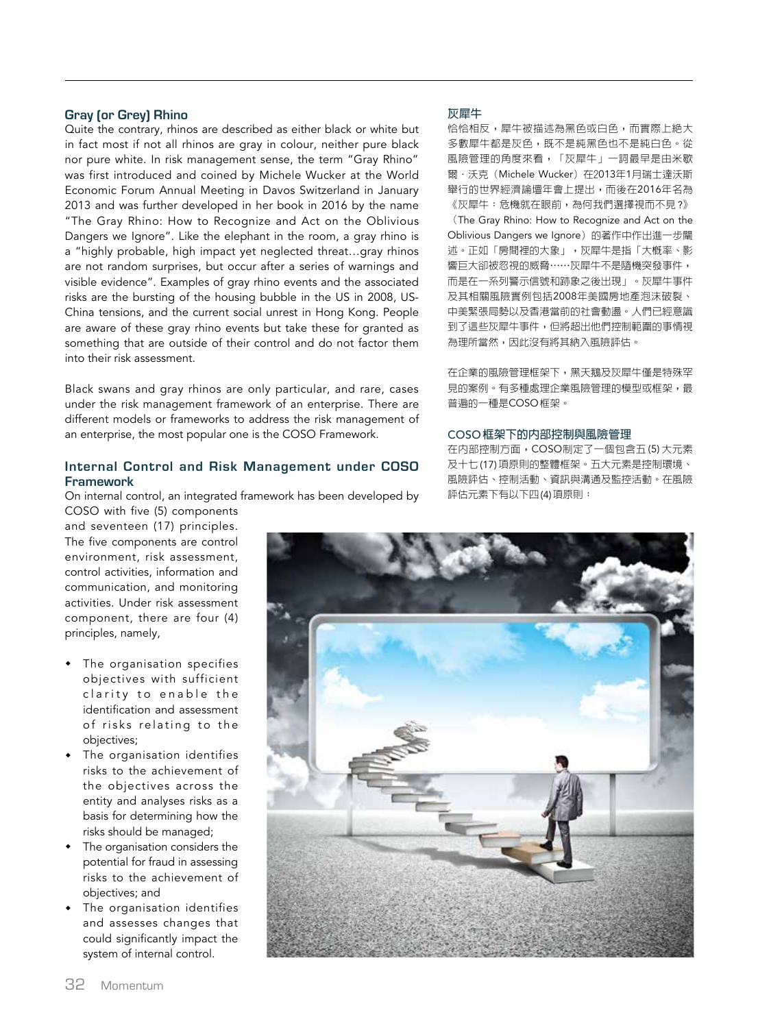### Gray (or Grey) Rhino

Quite the contrary, rhinos are described as either black or white but in fact most if not all rhinos are gray in colour, neither pure black nor pure white. In risk management sense, the term "Gray Rhino" was first introduced and coined by Michele Wucker at the World Economic Forum Annual Meeting in Davos Switzerland in January 2013 and was further developed in her book in 2016 by the name "The Gray Rhino: How to Recognize and Act on the Oblivious Dangers we Ignore". Like the elephant in the room, a gray rhino is a "highly probable, high impact yet neglected threat…gray rhinos are not random surprises, but occur after a series of warnings and visible evidence". Examples of gray rhino events and the associated risks are the bursting of the housing bubble in the US in 2008, US-China tensions, and the current social unrest in Hong Kong. People are aware of these gray rhino events but take these for granted as something that are outside of their control and do not factor them into their risk assessment.

Black swans and gray rhinos are only particular, and rare, cases under the risk management framework of an enterprise. There are different models or frameworks to address the risk management of an enterprise, the most popular one is the COSO Framework.

### Internal Control and Risk Management under COSO Framework

On internal control, an integrated framework has been developed by COSO with five (5) components and seventeen (17) principles. The five components are control environment, risk assessment, control activities, information and communication, and monitoring activities. Under risk assessment component, there are four (4) principles, namely,

- The organisation specifies objectives with sufficient clarity to enable the identification and assessment of risks relating to the objectives;
- The organisation identifies risks to the achievement of the objectives across the entity and analyses risks as a basis for determining how the risks should be managed;
- The organisation considers the potential for fraud in assessing risks to the achievement of objectives; and
- The organisation identifies and assesses changes that could significantly impact the system of internal control.

### 灰犀牛

恰恰相反，犀牛被描述為黑色或白色，而實際上絕大多數犀牛都是灰色，既不是純黑色也不是純白色。從風險管理的角度來看，「灰犀牛」一詞最早是由米歇爾．沃克（Michele Wucker）在2013年1月瑞士達沃斯舉行的世界經濟論壇年會上提出，而後在2016年名為《灰犀牛：危機就在眼前，為何我們選擇視而不見？》（The Gray Rhino: How to Recognize and Act on the Oblivious Dangers we Ignore）的著作中作出進一步闡述。正如「房間裡的大象」，灰犀牛是指「大概率、影響巨大卻被忽視的威脅……灰犀牛不是隨機突發事件，而是在一系列警示信號和跡象之後出現」。灰犀牛事件及其相關風險實例包括2008年美國房地產泡沫破裂、中美緊張局勢以及香港當前的社會動盪。人們已經意識到了這些灰犀牛事件，但將超出他們控制範圍的事情視為理所當然，因此沒有將其納入風險評估。

在企業的風險管理框架下，黑天鵝及灰犀牛僅是特殊罕見的案例。有多種處理企業風險管理的模型或框架，最普遍的一種是COSO框架。

### COSO框架下的內部控制與風險管理

在內部控制方面，COSO制定了一個包含五(5)大元素及十七(17)項原則的整體框架。五大元素是控制環境、風險評估、控制活動、資訊與溝通及監控活動。在風險評估元素下有以下四(4)項原則：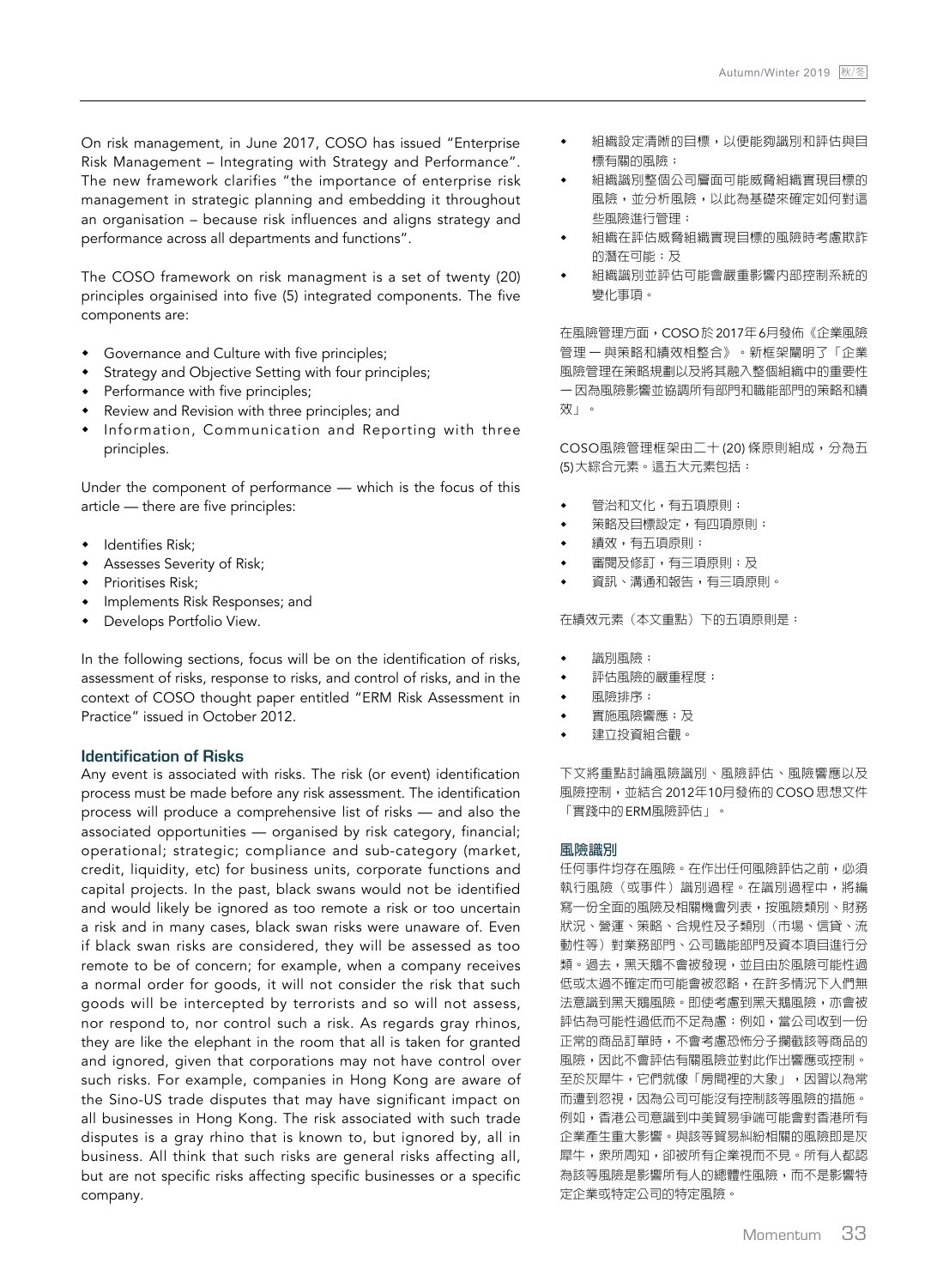On risk management, in June 2017, COSO has issued "Enterprise Risk Management – Integrating with Strategy and Performance". The new framework clarifies "the importance of enterprise risk management in strategic planning and embedding it throughout an organisation – because risk influences and aligns strategy and performance across all departments and functions".

The COSO framework on risk managment is a set of twenty (20) principles orgainised into five (5) integrated components. The five components are:

- Governance and Culture with five principles;
- Strategy and Objective Setting with four principles;
- Performance with five principles;
- Review and Revision with three principles; and
- Information, Communication and Reporting with three principles.

Under the component of performance — which is the focus of this article — there are five principles:

- Identifies Risk;
- Assesses Severity of Risk;
- Prioritises Risk;
- Implements Risk Responses; and
- Develops Portfolio View.

In the following sections, focus will be on the identification of risks, assessment of risks, response to risks, and control of risks, and in the context of COSO thought paper entitled "ERM Risk Assessment in Practice" issued in October 2012.

### Identification of Risks

Any event is associated with risks. The risk (or event) identification process must be made before any risk assessment. The identification process will produce a comprehensive list of risks — and also the associated opportunities — organised by risk category, financial; operational; strategic; compliance and sub-category (market, credit, liquidity, etc) for business units, corporate functions and capital projects. In the past, black swans would not be identified and would likely be ignored as too remote a risk or too uncertain a risk and in many cases, black swan risks were unaware of. Even if black swan risks are considered, they will be assessed as too remote to be of concern; for example, when a company receives a normal order for goods, it will not consider the risk that such goods will be intercepted by terrorists and so will not assess, nor respond to, nor control such a risk. As regards gray rhinos, they are like the elephant in the room that all is taken for granted and ignored, given that corporations may not have control over such risks. For example, companies in Hong Kong are aware of the Sino-US trade disputes that may have significant impact on all businesses in Hong Kong. The risk associated with such trade disputes is a gray rhino that is known to, but ignored by, all in business. All think that such risks are general risks affecting all, but are not specific risks affecting specific businesses or a specific company.

- 組織設定清晰的目標，以便能夠識別和評估與目標有關的風險；
- 組織識別整個公司層面可能威脅組織實現目標的風險，並分析風險，以此為基礎來確定如何對這些風險進行管理；
- 組織在評估威脅組織實現目標的風險時考慮欺詐的潛在可能；及
- 組織識別並評估可能會嚴重影響內部控制系統的變化事項。

在風險管理方面，COSO於2017年6月發佈《企業風險管理 — 與策略和績效相整合》。新框架闡明了「企業風險管理在策略規劃以及將其融入整個組織中的重要性 — 因為風險影響並協調所有部門和職能部門的策略和績效」。

COSO風險管理框架由二十(20)條原則組成，分為五(5)大綜合元素。這五大元素包括：

- 管治和文化，有五項原則；
- 策略及目標設定，有四項原則；
- 績效，有五項原則；
- 審閱及修訂，有三項原則；及
- 資訊、溝通和報告，有三項原則。

在績效元素（本文重點）下的五項原則是：

- 識別風險；
- 評估風險的嚴重程度；
- 風險排序；
- 實施風險響應；及
- 建立投資組合觀。

下文將重點討論風險識別、風險評估、風險響應以及風險控制，並結合2012年10月發佈的COSO思想文件「實踐中的ERM風險評估」。

### 風險識別

任何事件均存在風險。在作出任何風險評估之前，必須執行風險（或事件）識別過程。在識別過程中，將編寫一份全面的風險及相關機會列表，按風險類別、財務狀況、營運、策略、合規性及子類別（市場、信貸、流動性等）對業務部門、公司職能部門及資本項目進行分類。過去，黑天鵝不會被發現，並且由於風險可能性過低或太過不確定而可能會被忽略，在許多情況下人們無法意識到黑天鵝風險。即使考慮到黑天鵝風險，亦會被評估為可能性過低而不足為慮；例如，當公司收到一份正常的商品訂單時，不會考慮恐怖分子攔截該等商品的風險，因此不會評估有關風險並對此作出響應或控制。至於灰犀牛，它們就像「房間裡的大象」，因習以為常而遭到忽視，因為公司可能沒有控制該等風險的措施。例如，香港公司意識到中美貿易爭端可能會對香港所有企業產生重大影響。與該等貿易糾紛相關的風險即是灰犀牛，衆所周知，卻被所有企業視而不見。所有人都認為該等風險是影響所有人的總體性風險，而不是影響特定企業或特定公司的特定風險。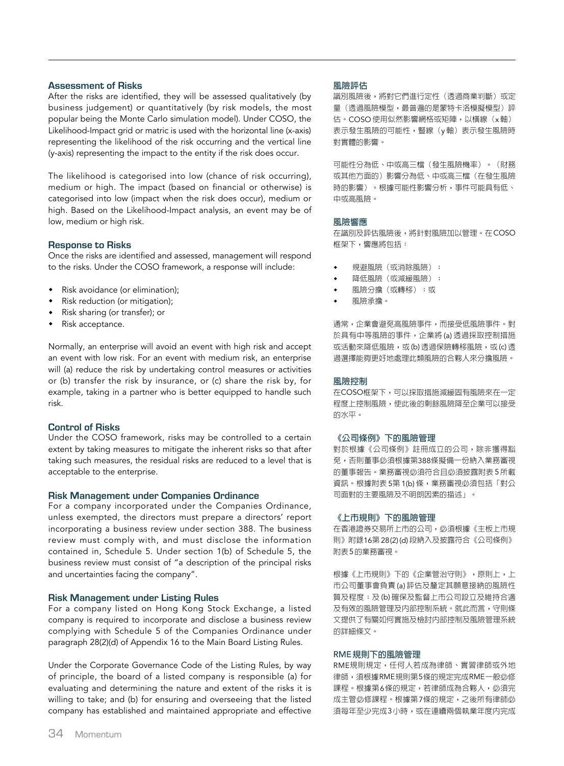### Assessment of Risks

After the risks are identified, they will be assessed qualitatively (by business judgement) or quantitatively (by risk models, the most popular being the Monte Carlo simulation model). Under COSO, the Likelihood-Impact grid or matric is used with the horizontal line (x-axis) representing the likelihood of the risk occurring and the vertical line (y-axis) representing the impact to the entity if the risk does occur.

The likelihood is categorised into low (chance of risk occurring), medium or high. The impact (based on financial or otherwise) is categorised into low (impact when the risk does occur), medium or high. Based on the Likelihood-Impact analysis, an event may be of low, medium or high risk.

### Response to Risks

Once the risks are identified and assessed, management will respond to the risks. Under the COSO framework, a response will include:

- Risk avoidance (or elimination);
- Risk reduction (or mitigation);
- Risk sharing (or transfer); or
- Risk acceptance.

Normally, an enterprise will avoid an event with high risk and accept an event with low risk. For an event with medium risk, an enterprise will (a) reduce the risk by undertaking control measures or activities or (b) transfer the risk by insurance, or (c) share the risk by, for example, taking in a partner who is better equipped to handle such risk.

### Control of Risks

Under the COSO framework, risks may be controlled to a certain extent by taking measures to mitigate the inherent risks so that after taking such measures, the residual risks are reduced to a level that is acceptable to the enterprise.

### Risk Management under Companies Ordinance

For a company incorporated under the Companies Ordinance, unless exempted, the directors must prepare a directors' report incorporating a business review under section 388. The business review must comply with, and must disclose the information contained in, Schedule 5. Under section 1(b) of Schedule 5, the business review must consist of "a description of the principal risks and uncertainties facing the company".

### Risk Management under Listing Rules

For a company listed on Hong Kong Stock Exchange, a listed company is required to incorporate and disclose a business review complying with Schedule 5 of the Companies Ordinance under paragraph 28(2)(d) of Appendix 16 to the Main Board Listing Rules.

Under the Corporate Governance Code of the Listing Rules, by way of principle, the board of a listed company is responsible (a) for evaluating and determining the nature and extent of the risks it is willing to take; and (b) for ensuring and overseeing that the listed company has established and maintained appropriate and effective

### 風險評估

識別風險後，將對它們進行定性（透過商業判斷）或定量（透過風險模型，最普遍的是蒙特卡洛模擬模型）評估。COSO使用似然影響網格或矩陣，以橫線（x軸）表示發生風險的可能性，豎線（y軸）表示發生風險時對實體的影響。

可能性分為低、中或高三檔（發生風險機率）。（財務或其他方面的）影響分為低、中或高三檔（在發生風險時的影響）。根據可能性影響分析，事件可能具有低、中或高風險。

### 風險響應

在識別及評估風險後，將針對風險加以管理。在COSO框架下，響應將包括：

- 規避風險（或消除風險）；
- 降低風險（或減緩風險）；
- 風險分擔（或轉移）；或
- 風險承擔。

通常，企業會避免高風險事件，而接受低風險事件。對於具有中等風險的事件，企業將 (a) 透過採取控制措施或活動來降低風險，或 (b) 透過保險轉移風險，或 (c) 透過選擇能夠更好地處理此類風險的合夥人來分擔風險。

### 風險控制

在COSO框架下，可以採取措施減緩固有風險來在一定程度上控制風險，使此後的剩餘風險降至企業可以接受的水平。

### 《公司條例》下的風險管理

對於根據《公司條例》註冊成立的公司，除非獲得豁免，否則董事必須根據第388條擬備一份納入業務審視的董事報告。業務審視必須符合且必須披露附表5所載資訊。根據附表5第1(b)條，業務審視必須包括「對公司面對的主要風險及不明朗因素的描述」。

### 《上市規則》下的風險管理

在香港證券交易所上市的公司，必須根據《主板上市規則》附錄16第28(2)(d)段納入及披露符合《公司條例》附表5的業務審視。

根據《上市規則》下的《企業管治守則》，原則上，上市公司董事會負責 (a) 評估及釐定其願意接納的風險性質及程度；及 (b) 確保及監督上市公司設立及維持合適及有效的風險管理及內部控制系統。就此而言，守則條文提供了有關如何實施及檢討內部控制及風險管理系統的詳細條文。

### RME規則下的風險管理

RME規則規定，任何人若成為律師、實習律師或外地律師，須根據RME規則第5條的規定完成RME一般必修課程。根據第6條的規定，若律師成為合夥人，必須完成主管必修課程。根據第7條的規定，之後所有律師必須每年至少完成3小時，或在連續兩個執業年度內完成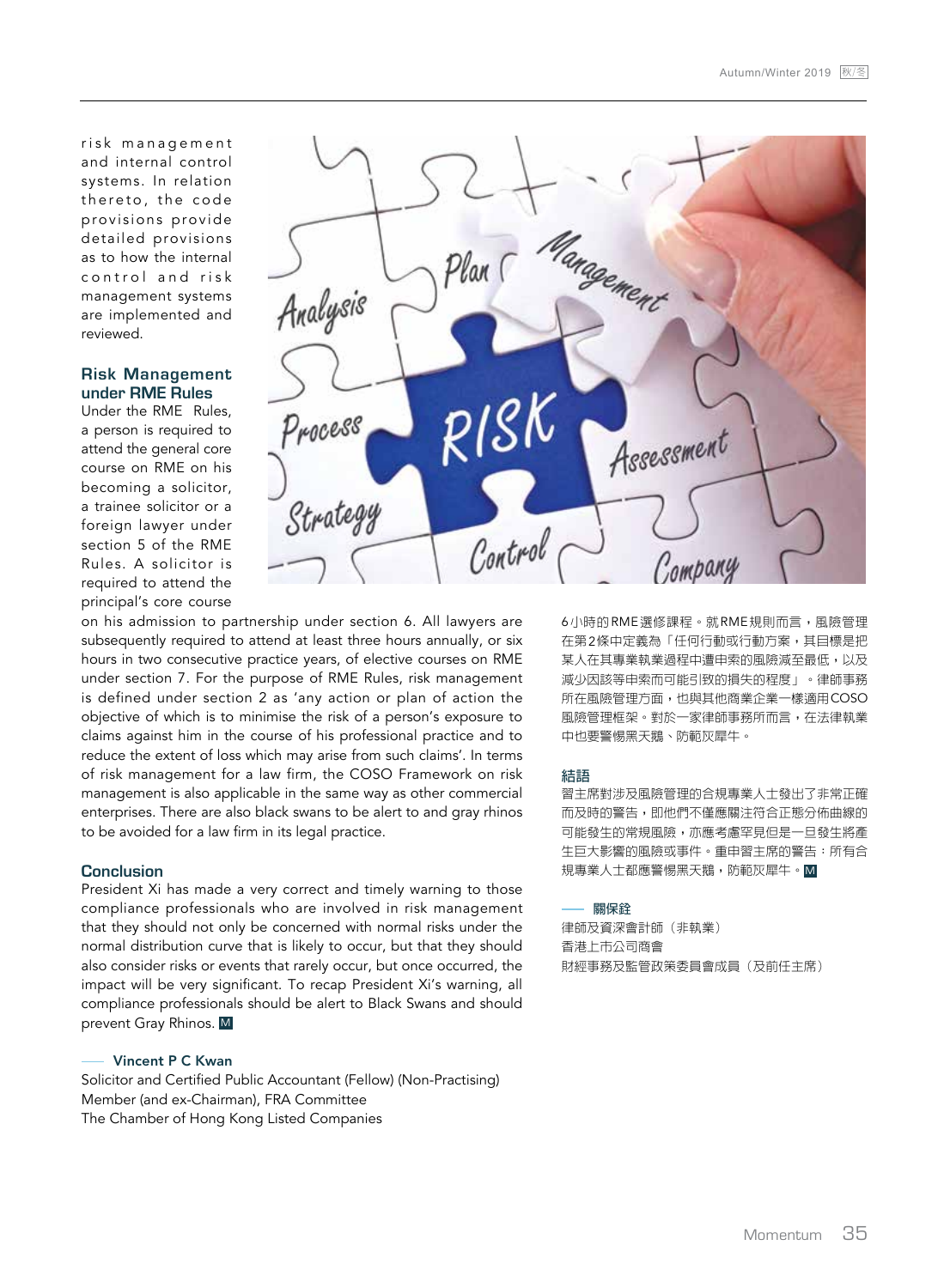risk management and internal control systems. In relation thereto, the code provisions provide detailed provisions as to how the internal control and risk management systems are implemented and reviewed.

### Risk Management under RME Rules

Under the RME Rules, a person is required to attend the general core course on RME on his becoming a solicitor, a trainee solicitor or a foreign lawyer under section 5 of the RME Rules. A solicitor is required to attend the principal's core course on his admission to partnership under section 6. All lawyers are subsequently required to attend at least three hours annually, or six hours in two consecutive practice years, of elective courses on RME under section 7. For the purpose of RME Rules, risk management is defined under section 2 as 'any action or plan of action the objective of which is to minimise the risk of a person's exposure to claims against him in the course of his professional practice and to reduce the extent of loss which may arise from such claims'. In terms of risk management for a law firm, the COSO Framework on risk management is also applicable in the same way as other commercial enterprises. There are also black swans to be alert to and gray rhinos to be avoided for a law firm in its legal practice.

### Conclusion

President Xi has made a very correct and timely warning to those compliance professionals who are involved in risk management that they should not only be concerned with normal risks under the normal distribution curve that is likely to occur, but that they should also consider risks or events that rarely occur, but once occurred, the impact will be very significant. To recap President Xi's warning, all compliance professionals should be alert to Black Swans and should prevent Gray Rhinos. M

—— **Vincent P C Kwan**

Solicitor and Certified Public Accountant (Fellow) (Non-Practising)
Member (and ex-Chairman), FRA Committee
The Chamber of Hong Kong Listed Companies

6小時的RME選修課程。就RME規則而言，風險管理在第2條中定義為「任何行動或行動方案，其目標是把某人在其專業執業過程中遭申索的風險減至最低，以及減少因該等申索而可能引致的損失的程度」。律師事務所在風險管理方面，也與其他商業企業一樣適用COSO風險管理框架。對於一家律師事務所而言，在法律執業中也要警惕黑天鵝、防範灰犀牛。

### 結語

習主席對涉及風險管理的合規專業人士發出了非常正確而及時的警告，即他們不僅應關注符合正態分佈曲線的可能發生的常規風險，亦應考慮罕見但是一旦發生將產生巨大影響的風險或事件。重申習主席的警告：所有合規專業人士都應警惕黑天鵝，防範灰犀牛。M

—— **關保銓**

律師及資深會計師（非執業）
香港上市公司商會
財經事務及監管政策委員會成員（及前任主席）